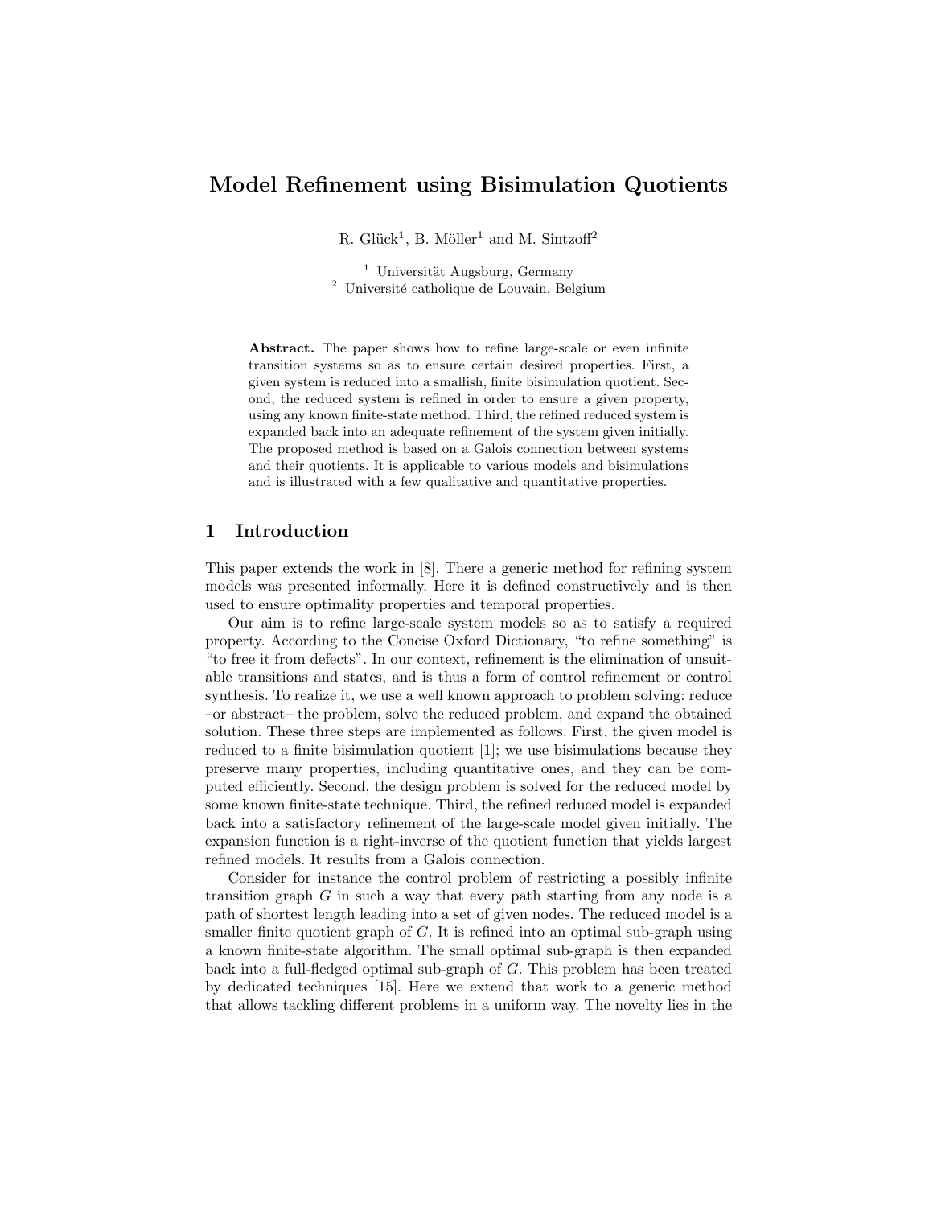# Model Refinement using Bisimulation Quotients

R. Glück[1], B. Möller[1] and M. Sintzoff[2]

[1] Universität Augsburg, Germany
[2] Université catholique de Louvain, Belgium

**Abstract.** The paper shows how to refine large-scale or even infinite transition systems so as to ensure certain desired properties. First, a given system is reduced into a smallish, finite bisimulation quotient. Second, the reduced system is refined in order to ensure a given property, using any known finite-state method. Third, the refined reduced system is expanded back into an adequate refinement of the system given initially. The proposed method is based on a Galois connection between systems and their quotients. It is applicable to various models and bisimulations and is illustrated with a few qualitative and quantitative properties.

## 1 Introduction

This paper extends the work in [8]. There a generic method for refining system models was presented informally. Here it is defined constructively and is then used to ensure optimality properties and temporal properties.

Our aim is to refine large-scale system models so as to satisfy a required property. According to the Concise Oxford Dictionary, "to refine something" is "to free it from defects". In our context, refinement is the elimination of unsuitable transitions and states, and is thus a form of control refinement or control synthesis. To realize it, we use a well known approach to problem solving: reduce –or abstract– the problem, solve the reduced problem, and expand the obtained solution. These three steps are implemented as follows. First, the given model is reduced to a finite bisimulation quotient [1]; we use bisimulations because they preserve many properties, including quantitative ones, and they can be computed efficiently. Second, the design problem is solved for the reduced model by some known finite-state technique. Third, the refined reduced model is expanded back into a satisfactory refinement of the large-scale model given initially. The expansion function is a right-inverse of the quotient function that yields largest refined models. It results from a Galois connection.

Consider for instance the control problem of restricting a possibly infinite transition graph $G$ in such a way that every path starting from any node is a path of shortest length leading into a set of given nodes. The reduced model is a smaller finite quotient graph of $G$. It is refined into an optimal sub-graph using a known finite-state algorithm. The small optimal sub-graph is then expanded back into a full-fledged optimal sub-graph of $G$. This problem has been treated by dedicated techniques [15]. Here we extend that work to a generic method that allows tackling different problems in a uniform way. The novelty lies in the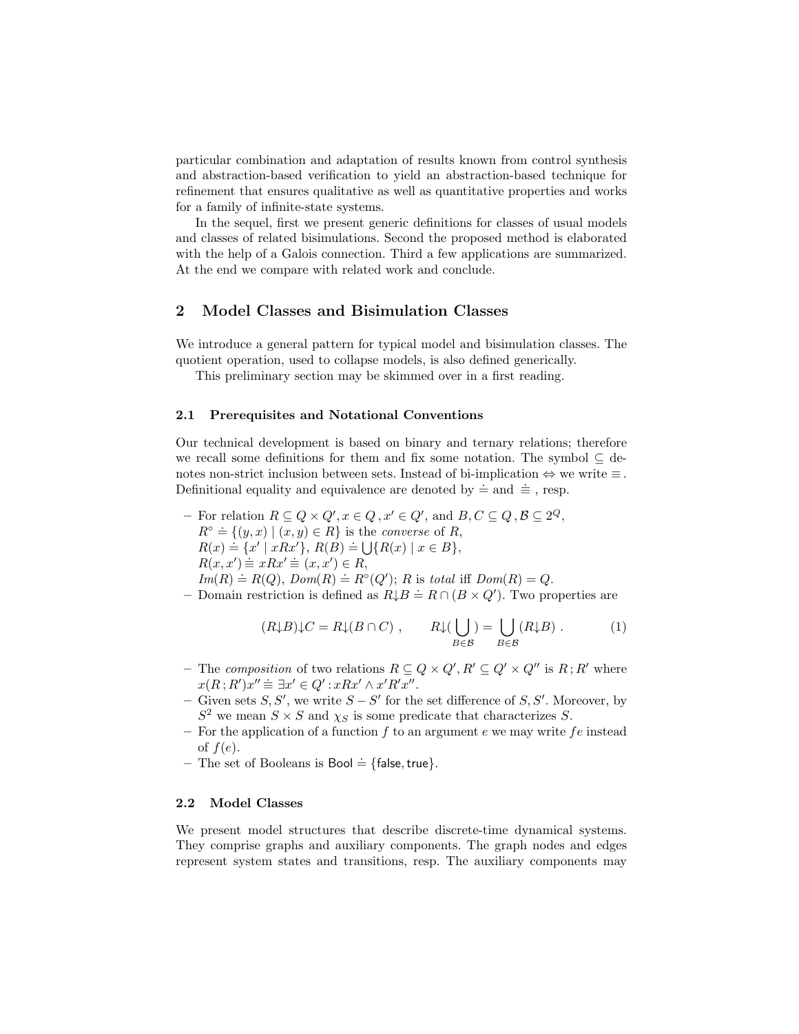particular combination and adaptation of results known from control synthesis and abstraction-based verification to yield an abstraction-based technique for refinement that ensures qualitative as well as quantitative properties and works for a family of infinite-state systems.

In the sequel, first we present generic definitions for classes of usual models and classes of related bisimulations. Second the proposed method is elaborated with the help of a Galois connection. Third a few applications are summarized. At the end we compare with related work and conclude.

## 2 Model Classes and Bisimulation Classes

We introduce a general pattern for typical model and bisimulation classes. The quotient operation, used to collapse models, is also defined generically.

This preliminary section may be skimmed over in a first reading.

### 2.1 Prerequisites and Notational Conventions

Our technical development is based on binary and ternary relations; therefore we recall some definitions for them and fix some notation. The symbol $\subseteq$ denotes non-strict inclusion between sets. Instead of bi-implication $\Leftrightarrow$ we write $\equiv$. Definitional equality and equivalence are denoted by $\doteq$ and $\stackrel{.}{\equiv}$ , resp.

- For relation $R \subseteq Q \times Q', x \in Q\,, x' \in Q'$, and $B, C \subseteq Q\,, \mathcal{B} \subseteq 2^Q$,
  $R^\circ \doteq \{(y,x) \mid (x,y) \in R\}$ is the *converse* of $R$,
  $R(x) \doteq \{x' \mid xRx'\}$, $R(B) \doteq \bigcup\{R(x) \mid x \in B\}$,
  $R(x,x') \stackrel{.}{\equiv} xRx' \stackrel{.}{\equiv} (x,x') \in R$,
  $Im(R) \doteq R(Q)$, $Dom(R) \doteq R^\circ(Q')$; $R$ is *total* iff $Dom(R) = Q$.
- Domain restriction is defined as $R{\downarrow}B \doteq R \cap (B \times Q')$. Two properties are

$$(R{\downarrow}B){\downarrow}C = R{\downarrow}(B \cap C)\ , \qquad R{\downarrow}(\bigcup_{B \in \mathcal{B}}) = \bigcup_{B \in \mathcal{B}} (R{\downarrow}B)\ . \tag{1}$$

- The *composition* of two relations $R \subseteq Q \times Q', R' \subseteq Q' \times Q''$ is $R\,;R'$ where $x(R\,;R')x'' \stackrel{.}{\equiv} \exists x' \in Q' : xRx' \wedge x'R'x''$.
- Given sets $S, S'$, we write $S - S'$ for the set difference of $S, S'$. Moreover, by $S^2$ we mean $S \times S$ and $\chi_S$ is some predicate that characterizes $S$.
- For the application of a function $f$ to an argument $e$ we may write $f\,e$ instead of $f(e)$.
- The set of Booleans is $\mathsf{Bool} \doteq \{\mathsf{false}, \mathsf{true}\}$.

### 2.2 Model Classes

We present model structures that describe discrete-time dynamical systems. They comprise graphs and auxiliary components. The graph nodes and edges represent system states and transitions, resp. The auxiliary components may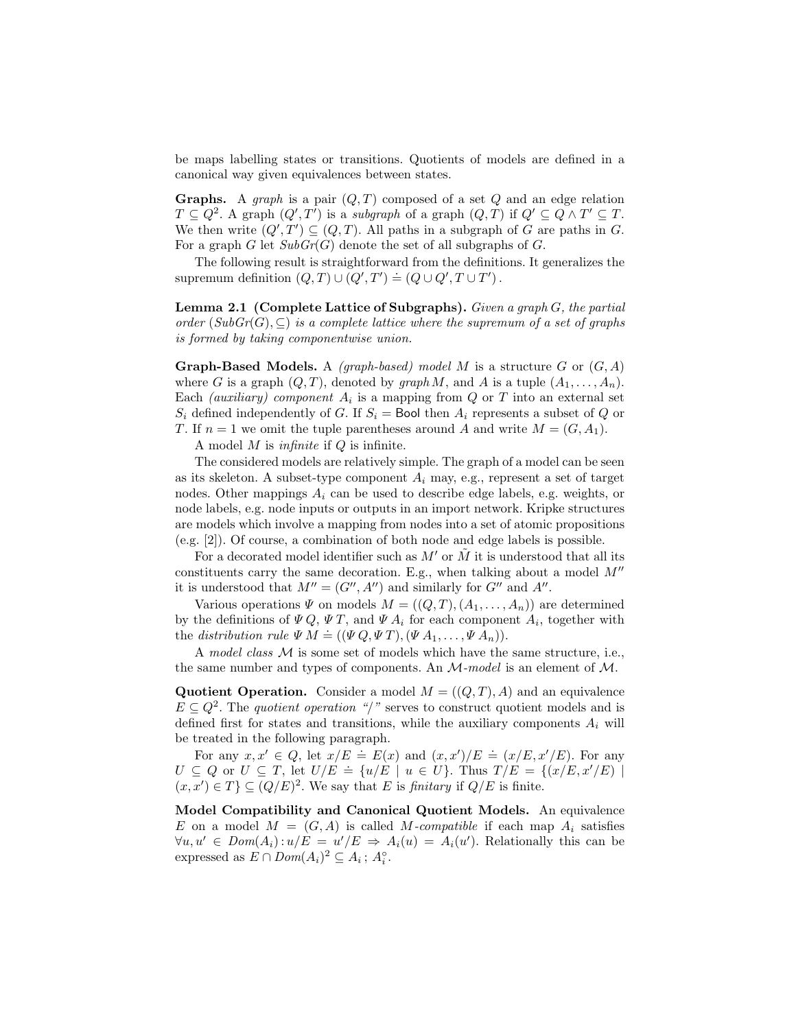be maps labelling states or transitions. Quotients of models are defined in a canonical way given equivalences between states.

**Graphs.** A *graph* is a pair $(Q, T)$ composed of a set $Q$ and an edge relation $T \subseteq Q^2$. A graph $(Q', T')$ is a *subgraph* of a graph $(Q, T)$ if $Q' \subseteq Q \wedge T' \subseteq T$. We then write $(Q', T') \subseteq (Q, T)$. All paths in a subgraph of $G$ are paths in $G$. For a graph $G$ let $SubGr(G)$ denote the set of all subgraphs of $G$.

The following result is straightforward from the definitions. It generalizes the supremum definition $(Q, T) \cup (Q', T') \doteq (Q \cup Q', T \cup T')$.

**Lemma 2.1 (Complete Lattice of Subgraphs).** *Given a graph $G$, the partial order $(SubGr(G), \subseteq)$ is a complete lattice where the supremum of a set of graphs is formed by taking componentwise union.*

**Graph-Based Models.** A *(graph-based) model* $M$ is a structure $G$ or $(G, A)$ where $G$ is a graph $(Q, T)$, denoted by $graph\, M$, and $A$ is a tuple $(A_1, \ldots, A_n)$. Each *(auxiliary) component* $A_i$ is a mapping from $Q$ or $T$ into an external set $S_i$ defined independently of $G$. If $S_i = \mathsf{Bool}$ then $A_i$ represents a subset of $Q$ or $T$. If $n = 1$ we omit the tuple parentheses around $A$ and write $M = (G, A_1)$.

A model $M$ is *infinite* if $Q$ is infinite.

The considered models are relatively simple. The graph of a model can be seen as its skeleton. A subset-type component $A_i$ may, e.g., represent a set of target nodes. Other mappings $A_i$ can be used to describe edge labels, e.g. weights, or node labels, e.g. node inputs or outputs in an import network. Kripke structures are models which involve a mapping from nodes into a set of atomic propositions (e.g. [2]). Of course, a combination of both node and edge labels is possible.

For a decorated model identifier such as $M'$ or $\tilde{M}$ it is understood that all its constituents carry the same decoration. E.g., when talking about a model $M''$ it is understood that $M'' = (G'', A'')$ and similarly for $G''$ and $A''$.

Various operations $\Psi$ on models $M = ((Q, T), (A_1, \ldots, A_n))$ are determined by the definitions of $\Psi\, Q$, $\Psi\, T$, and $\Psi\, A_i$ for each component $A_i$, together with the *distribution rule* $\Psi\, M \doteq ((\Psi\, Q, \Psi\, T), (\Psi\, A_1, \ldots, \Psi\, A_n))$.

A *model class* $\mathcal{M}$ is some set of models which have the same structure, i.e., the same number and types of components. An *$\mathcal{M}$-model* is an element of $\mathcal{M}$.

**Quotient Operation.** Consider a model $M = ((Q, T), A)$ and an equivalence $E \subseteq Q^2$. The *quotient operation "/"* serves to construct quotient models and is defined first for states and transitions, while the auxiliary components $A_i$ will be treated in the following paragraph.

For any $x, x' \in Q$, let $x/E \doteq E(x)$ and $(x, x')/E \doteq (x/E, x'/E)$. For any $U \subseteq Q$ or $U \subseteq T$, let $U/E \doteq \{u/E \mid u \in U\}$. Thus $T/E = \{(x/E, x'/E) \mid (x, x') \in T\} \subseteq (Q/E)^2$. We say that $E$ is *finitary* if $Q/E$ is finite.

**Model Compatibility and Canonical Quotient Models.** An equivalence $E$ on a model $M = (G, A)$ is called *$M$-compatible* if each map $A_i$ satisfies $\forall u, u' \in Dom(A_i) : u/E = u'/E \Rightarrow A_i(u) = A_i(u')$. Relationally this can be expressed as $E \cap Dom(A_i)^2 \subseteq A_i \,;\, A_i^\circ$.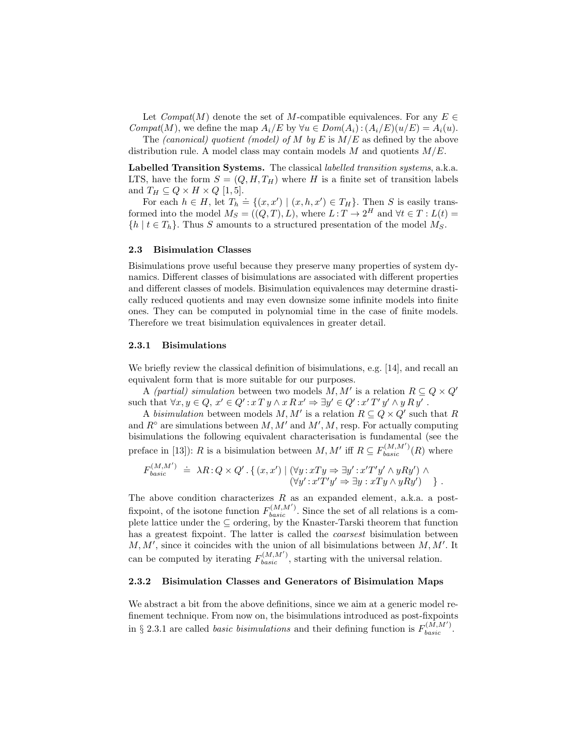Let *Compat*(M) denote the set of $M$-compatible equivalences. For any $E \in Compat(M)$, we define the map $A_i/E$ by $\forall u \in Dom(A_i) : (A_i/E)(u/E) = A_i(u)$.

The *(canonical) quotient (model) of* $M$ *by* $E$ is $M/E$ as defined by the above distribution rule. A model class may contain models $M$ and quotients $M/E$.

**Labelled Transition Systems.** The classical *labelled transition systems*, a.k.a. LTS, have the form $S = (Q, H, T_H)$ where $H$ is a finite set of transition labels and $T_H \subseteq Q \times H \times Q$ [1, 5].

For each $h \in H$, let $T_h \doteq \{(x, x') \mid (x, h, x') \in T_H\}$. Then $S$ is easily transformed into the model $M_S = ((Q, T), L)$, where $L : T \to 2^H$ and $\forall t \in T : L(t) = \{h \mid t \in T_h\}$. Thus $S$ amounts to a structured presentation of the model $M_S$.

### 2.3 Bisimulation Classes

Bisimulations prove useful because they preserve many properties of system dynamics. Different classes of bisimulations are associated with different properties and different classes of models. Bisimulation equivalences may determine drastically reduced quotients and may even downsize some infinite models into finite ones. They can be computed in polynomial time in the case of finite models. Therefore we treat bisimulation equivalences in greater detail.

#### 2.3.1 Bisimulations

We briefly review the classical definition of bisimulations, e.g. [14], and recall an equivalent form that is more suitable for our purposes.

A *(partial) simulation* between two models $M, M'$ is a relation $R \subseteq Q \times Q'$ such that $\forall x, y \in Q,\ x' \in Q' : x\,T\,y \wedge x\,R\,x' \Rightarrow \exists y' \in Q' : x'\,T'\,y' \wedge y\,R\,y'$ .

A *bisimulation* between models $M, M'$ is a relation $R \subseteq Q \times Q'$ such that $R$ and $R^\circ$ are simulations between $M, M'$ and $M', M$, resp. For actually computing bisimulations the following equivalent characterisation is fundamental (see the preface in [13]): $R$ is a bisimulation between $M, M'$ iff $R \subseteq F_{basic}^{(M,M')}(R)$ where

$$F_{basic}^{(M,M')} \doteq \lambda R : Q \times Q' . \{ (x, x') \mid (\forall y : xTy \Rightarrow \exists y' : x'T'y' \wedge yRy') \wedge (\forall y' : x'T'y' \Rightarrow \exists y : xTy \wedge yRy') \} .$$

The above condition characterizes $R$ as an expanded element, a.k.a. a post-fixpoint, of the isotone function $F_{basic}^{(M,M')}$. Since the set of all relations is a complete lattice under the $\subseteq$ ordering, by the Knaster-Tarski theorem that function has a greatest fixpoint. The latter is called the *coarsest* bisimulation between $M, M'$, since it coincides with the union of all bisimulations between $M, M'$. It can be computed by iterating $F_{basic}^{(M,M')}$, starting with the universal relation.

#### 2.3.2 Bisimulation Classes and Generators of Bisimulation Maps

We abstract a bit from the above definitions, since we aim at a generic model refinement technique. From now on, the bisimulations introduced as post-fixpoints in § 2.3.1 are called *basic bisimulations* and their defining function is $F_{basic}^{(M,M')}$.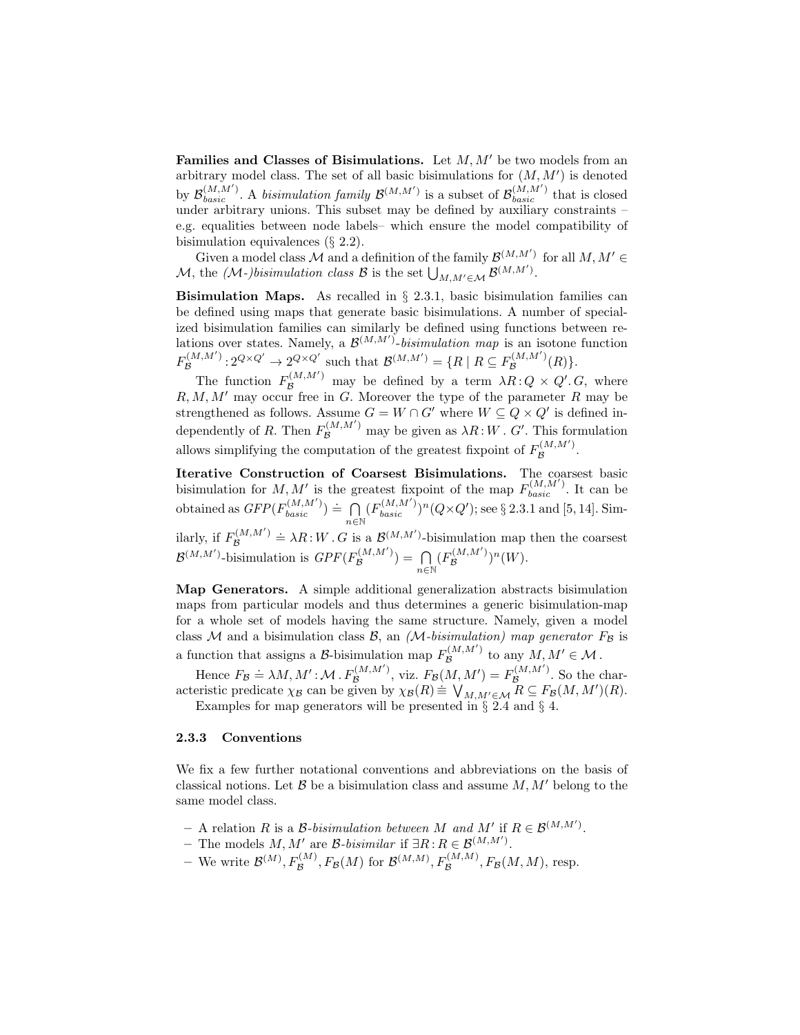**Families and Classes of Bisimulations.** Let $M, M'$ be two models from an arbitrary model class. The set of all basic bisimulations for $(M, M')$ is denoted by $\mathcal{B}_{basic}^{(M,M')}$. A *bisimulation family* $\mathcal{B}^{(M,M')}$ is a subset of $\mathcal{B}_{basic}^{(M,M')}$ that is closed under arbitrary unions. This subset may be defined by auxiliary constraints – e.g. equalities between node labels– which ensure the model compatibility of bisimulation equivalences (§ 2.2).

Given a model class $\mathcal{M}$ and a definition of the family $\mathcal{B}^{(M,M')}$ for all $M, M' \in \mathcal{M}$, the *($\mathcal{M}$-)bisimulation class* $\mathcal{B}$ is the set $\bigcup_{M,M' \in \mathcal{M}} \mathcal{B}^{(M,M')}$.

**Bisimulation Maps.** As recalled in § 2.3.1, basic bisimulation families can be defined using maps that generate basic bisimulations. A number of specialized bisimulation families can similarly be defined using functions between relations over states. Namely, a $\mathcal{B}^{(M,M')}$*-bisimulation map* is an isotone function $F_{\mathcal{B}}^{(M,M')} : 2^{Q \times Q'} \to 2^{Q \times Q'}$ such that $\mathcal{B}^{(M,M')} = \{R \mid R \subseteq F_{\mathcal{B}}^{(M,M')}(R)\}$.

The function $F_{\mathcal{B}}^{(M,M')}$ may be defined by a term $\lambda R : Q \times Q'. G$, where $R, M, M'$ may occur free in $G$. Moreover the type of the parameter $R$ may be strengthened as follows. Assume $G = W \cap G'$ where $W \subseteq Q \times Q'$ is defined independently of $R$. Then $F_{\mathcal{B}}^{(M,M')}$ may be given as $\lambda R : W . G'$. This formulation allows simplifying the computation of the greatest fixpoint of $F_{\mathcal{B}}^{(M,M')}$.

**Iterative Construction of Coarsest Bisimulations.** The coarsest basic bisimulation for $M, M'$ is the greatest fixpoint of the map $F_{basic}^{(M,M')}$. It can be obtained as $GFP(F_{basic}^{(M,M')}) \doteq \bigcap_{n \in \mathbb{N}} (F_{basic}^{(M,M')})^n (Q \times Q')$; see § 2.3.1 and [5, 14]. Similarly, if $F_{\mathcal{B}}^{(M,M')} \doteq \lambda R : W . G$ is a $\mathcal{B}^{(M,M')}$-bisimulation map then the coarsest $\mathcal{B}^{(M,M')}$-bisimulation is $GPF(F_{\mathcal{B}}^{(M,M')}) = \bigcap_{n \in \mathbb{N}} (F_{\mathcal{B}}^{(M,M')})^n (W)$.

**Map Generators.** A simple additional generalization abstracts bisimulation maps from particular models and thus determines a generic bisimulation-map for a whole set of models having the same structure. Namely, given a model class $\mathcal{M}$ and a bisimulation class $\mathcal{B}$, an *($\mathcal{M}$-bisimulation) map generator* $F_{\mathcal{B}}$ is a function that assigns a $\mathcal{B}$-bisimulation map $F_{\mathcal{B}}^{(M,M')}$ to any $M, M' \in \mathcal{M}$.

Hence $F_{\mathcal{B}} \doteq \lambda M, M' : \mathcal{M} . F_{\mathcal{B}}^{(M,M')}$, viz. $F_{\mathcal{B}}(M, M') = F_{\mathcal{B}}^{(M,M')}$. So the characteristic predicate $\chi_{\mathcal{B}}$ can be given by $\chi_{\mathcal{B}}(R) \doteq \bigvee_{M,M' \in \mathcal{M}} R \subseteq F_{\mathcal{B}}(M, M')(R)$.

Examples for map generators will be presented in § 2.4 and § 4.

### 2.3.3 Conventions

We fix a few further notational conventions and abbreviations on the basis of classical notions. Let $\mathcal{B}$ be a bisimulation class and assume $M, M'$ belong to the same model class.

- A relation $R$ is a *$\mathcal{B}$-bisimulation between $M$ and $M'$* if $R \in \mathcal{B}^{(M,M')}$.
- The models $M, M'$ are *$\mathcal{B}$-bisimilar* if $\exists R : R \in \mathcal{B}^{(M,M')}$.
- We write $\mathcal{B}^{(M)}, F_{\mathcal{B}}^{(M)}, F_{\mathcal{B}}(M)$ for $\mathcal{B}^{(M,M)}, F_{\mathcal{B}}^{(M,M)}, F_{\mathcal{B}}(M, M)$, resp.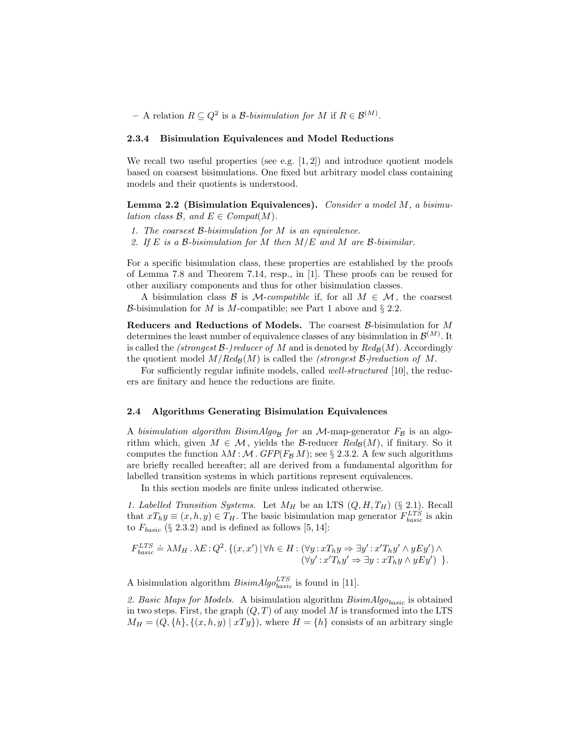– A relation $R \subseteq Q^2$ is a *$\mathcal{B}$-bisimulation for $M$* if $R \in \mathcal{B}^{(M)}$.

#### 2.3.4 Bisimulation Equivalences and Model Reductions

We recall two useful properties (see e.g. [1, 2]) and introduce quotient models based on coarsest bisimulations. One fixed but arbitrary model class containing models and their quotients is understood.

**Lemma 2.2 (Bisimulation Equivalences).** *Consider a model $M$, a bisimulation class $\mathcal{B}$, and $E \in Compat(M)$.*

1. *The coarsest $\mathcal{B}$-bisimulation for $M$ is an equivalence.*
2. *If $E$ is a $\mathcal{B}$-bisimulation for $M$ then $M/E$ and $M$ are $\mathcal{B}$-bisimilar.*

For a specific bisimulation class, these properties are established by the proofs of Lemma 7.8 and Theorem 7.14, resp., in [1]. These proofs can be reused for other auxiliary components and thus for other bisimulation classes.

A bisimulation class $\mathcal{B}$ is *$\mathcal{M}$-compatible* if, for all $M \in \mathcal{M}$, the coarsest $\mathcal{B}$-bisimulation for $M$ is $M$-compatible; see Part 1 above and § 2.2.

**Reducers and Reductions of Models.** The coarsest $\mathcal{B}$-bisimulation for $M$ determines the least number of equivalence classes of any bisimulation in $\mathcal{B}^{(M)}$. It is called the *(strongest $\mathcal{B}$-) reducer of $M$* and is denoted by $Red_{\mathcal{B}}(M)$. Accordingly the quotient model $M/Red_{\mathcal{B}}(M)$ is called the *(strongest $\mathcal{B}$-)reduction of $M$*.

For sufficiently regular infinite models, called *well-structured* [10], the reducers are finitary and hence the reductions are finite.

### 2.4 Algorithms Generating Bisimulation Equivalences

A *bisimulation algorithm $BisimAlgo_{\mathcal{B}}$ for* an $\mathcal{M}$-map-generator $F_{\mathcal{B}}$ is an algorithm which, given $M \in \mathcal{M}$, yields the $\mathcal{B}$-reducer $Red_{\mathcal{B}}(M)$, if finitary. So it computes the function $\lambda M : \mathcal{M} \,.\, GFP(F_{\mathcal{B}}\, M)$; see § 2.3.2. A few such algorithms are briefly recalled hereafter; all are derived from a fundamental algorithm for labelled transition systems in which partitions represent equivalences.

In this section models are finite unless indicated otherwise.

*1. Labelled Transition Systems.* Let $M_H$ be an LTS $(Q, H, T_H)$ (§ 2.1). Recall that $xT_hy \equiv (x, h, y) \in T_H$. The basic bisimulation map generator $F^{LTS}_{basic}$ is akin to $F_{basic}$ (§ 2.3.2) and is defined as follows [5, 14]:

$$F^{LTS}_{basic} \doteq \lambda M_H \,.\, \lambda E : Q^2 .\, \{(x, x') \,|\, \forall h \in H : (\forall y : xT_hy \Rightarrow \exists y' : x'T_hy' \wedge yEy') \wedge (\forall y' : x'T_hy' \Rightarrow \exists y : xT_hy \wedge yEy')\ \}.$$

A bisimulation algorithm $BisimAlgo^{LTS}_{basic}$ is found in [11].

*2. Basic Maps for Models.* A bisimulation algorithm $BisimAlgo_{basic}$ is obtained in two steps. First, the graph $(Q, T)$ of any model $M$ is transformed into the LTS $M_H = (Q, \{h\}, \{(x, h, y) \mid xTy\})$, where $H = \{h\}$ consists of an arbitrary single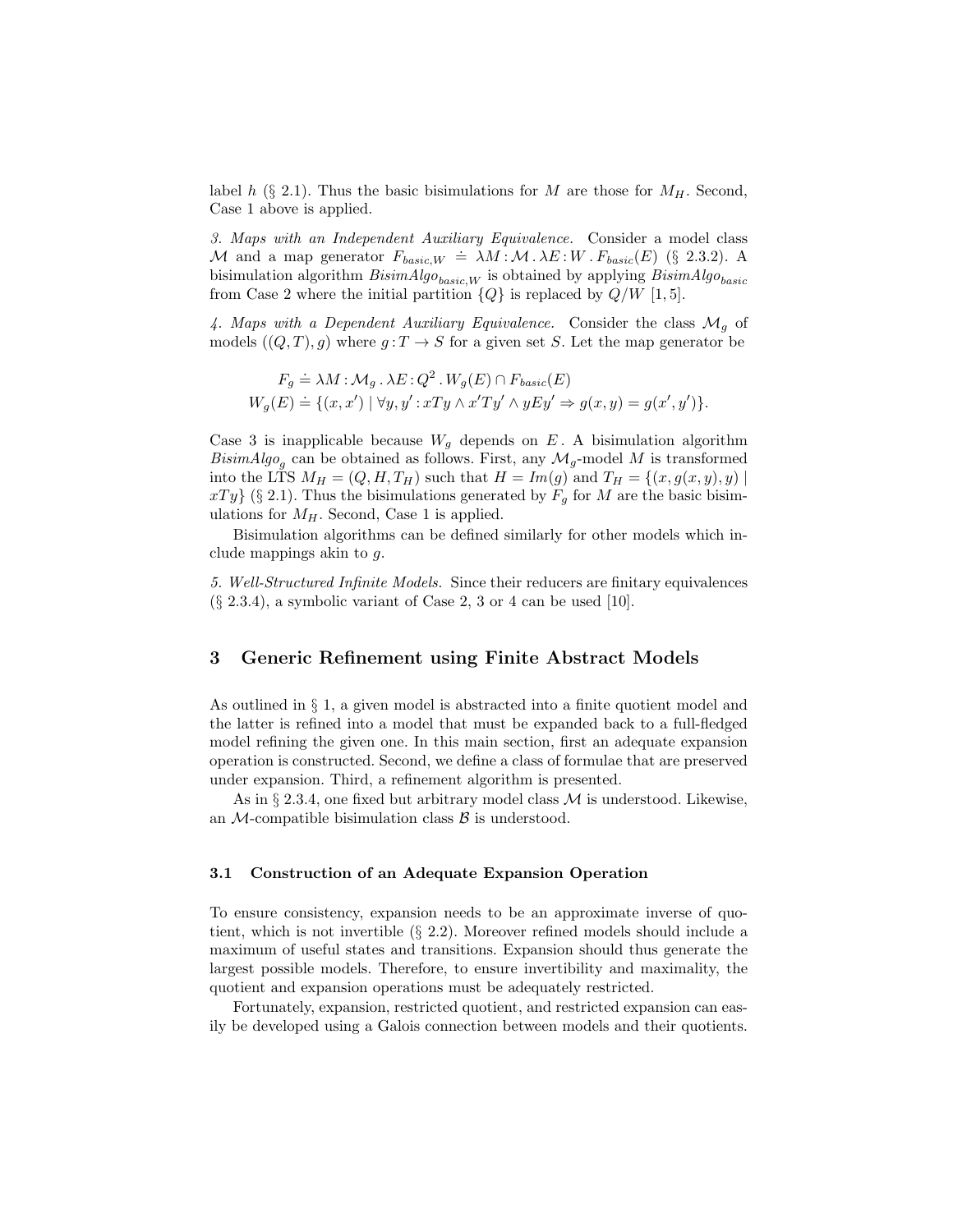label $h$ (§ 2.1). Thus the basic bisimulations for $M$ are those for $M_H$. Second, Case 1 above is applied.

*3. Maps with an Independent Auxiliary Equivalence.* Consider a model class $\mathcal{M}$ and a map generator $F_{basic,W} \doteq \lambda M : \mathcal{M} . \lambda E : W . F_{basic}(E)$ (§ 2.3.2). A bisimulation algorithm $BisimAlgo_{basic,W}$ is obtained by applying $BisimAlgo_{basic}$ from Case 2 where the initial partition $\{Q\}$ is replaced by $Q/W$ [1, 5].

*4. Maps with a Dependent Auxiliary Equivalence.* Consider the class $\mathcal{M}_g$ of models $((Q, T), g)$ where $g : T \to S$ for a given set $S$. Let the map generator be

$$
\begin{aligned}
F_g &\doteq \lambda M : \mathcal{M}_g . \lambda E : Q^2 . W_g(E) \cap F_{basic}(E) \\
W_g(E) &\doteq \{(x, x') \mid \forall y, y' : xTy \wedge x'Ty' \wedge yEy' \Rightarrow g(x, y) = g(x', y')\}.
\end{aligned}
$$

Case 3 is inapplicable because $W_g$ depends on $E$. A bisimulation algorithm $BisimAlgo_g$ can be obtained as follows. First, any $\mathcal{M}_g$-model $M$ is transformed into the LTS $M_H = (Q, H, T_H)$ such that $H = Im(g)$ and $T_H = \{(x, g(x, y), y) \mid xTy\}$ (§ 2.1). Thus the bisimulations generated by $F_g$ for $M$ are the basic bisimulations for $M_H$. Second, Case 1 is applied.

Bisimulation algorithms can be defined similarly for other models which include mappings akin to $g$.

*5. Well-Structured Infinite Models.* Since their reducers are finitary equivalences (§ 2.3.4), a symbolic variant of Case 2, 3 or 4 can be used [10].

# 3 Generic Refinement using Finite Abstract Models

As outlined in § 1, a given model is abstracted into a finite quotient model and the latter is refined into a model that must be expanded back to a full-fledged model refining the given one. In this main section, first an adequate expansion operation is constructed. Second, we define a class of formulae that are preserved under expansion. Third, a refinement algorithm is presented.

As in § 2.3.4, one fixed but arbitrary model class $\mathcal{M}$ is understood. Likewise, an $\mathcal{M}$-compatible bisimulation class $\mathcal{B}$ is understood.

## 3.1 Construction of an Adequate Expansion Operation

To ensure consistency, expansion needs to be an approximate inverse of quotient, which is not invertible (§ 2.2). Moreover refined models should include a maximum of useful states and transitions. Expansion should thus generate the largest possible models. Therefore, to ensure invertibility and maximality, the quotient and expansion operations must be adequately restricted.

Fortunately, expansion, restricted quotient, and restricted expansion can easily be developed using a Galois connection between models and their quotients.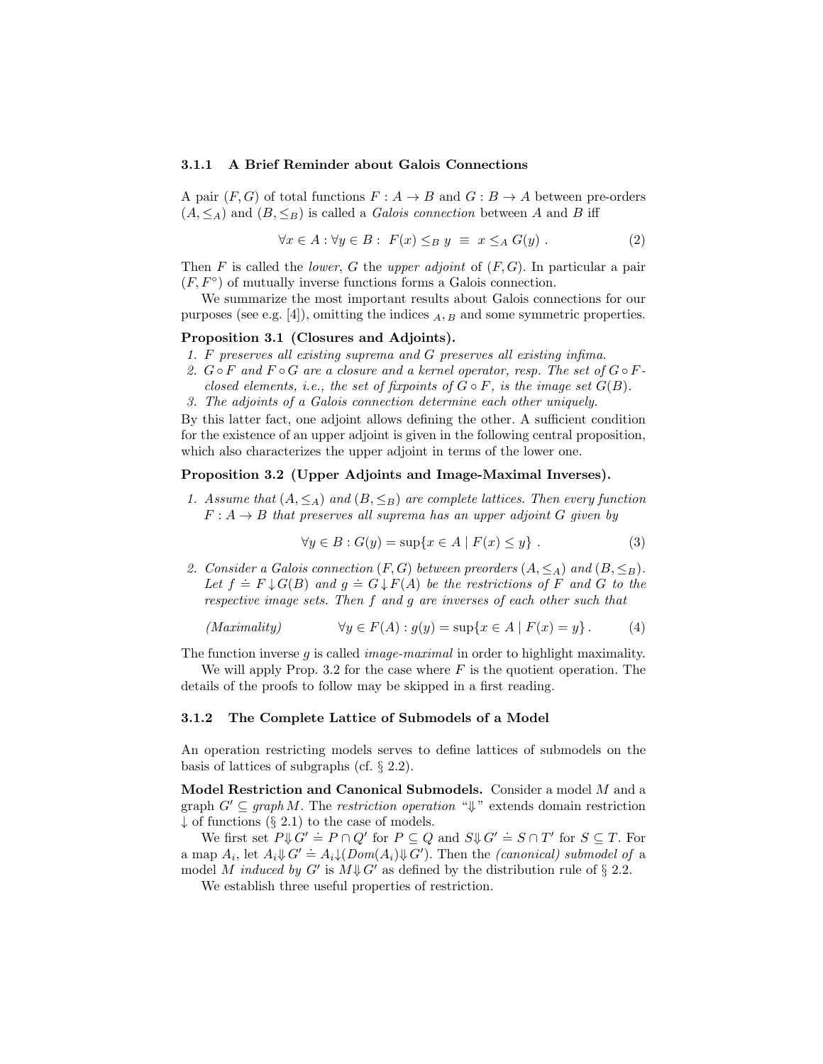### 3.1.1 A Brief Reminder about Galois Connections

A pair $(F, G)$ of total functions $F : A \to B$ and $G : B \to A$ between pre-orders $(A, \leq_A)$ and $(B, \leq_B)$ is called a *Galois connection* between $A$ and $B$ iff

$$\forall x \in A : \forall y \in B : \; F(x) \leq_B y \;\equiv\; x \leq_A G(y) \; . \tag{2}$$

Then $F$ is called the *lower*, $G$ the *upper adjoint* of $(F, G)$. In particular a pair $(F, F^{\circ})$ of mutually inverse functions forms a Galois connection.

We summarize the most important results about Galois connections for our purposes (see e.g. [4]), omitting the indices $_{A}, _{B}$ and some symmetric properties.

**Proposition 3.1 (Closures and Adjoints).**

1. *$F$ preserves all existing suprema and $G$ preserves all existing infima.*
2. *$G \circ F$ and $F \circ G$ are a closure and a kernel operator, resp. The set of $G \circ F$-closed elements, i.e., the set of fixpoints of $G \circ F$, is the image set $G(B)$.*
3. *The adjoints of a Galois connection determine each other uniquely.*

By this latter fact, one adjoint allows defining the other. A sufficient condition for the existence of an upper adjoint is given in the following central proposition, which also characterizes the upper adjoint in terms of the lower one.

**Proposition 3.2 (Upper Adjoints and Image-Maximal Inverses).**

1. *Assume that $(A, \leq_A)$ and $(B, \leq_B)$ are complete lattices. Then every function $F : A \to B$ that preserves all suprema has an upper adjoint $G$ given by*

$$\forall y \in B : G(y) = \sup\{x \in A \mid F(x) \leq y\} \; . \tag{3}$$

2. *Consider a Galois connection $(F, G)$ between preorders $(A, \leq_A)$ and $(B, \leq_B)$. Let $f \doteq F{\downarrow}G(B)$ and $g \doteq G{\downarrow}F(A)$ be the restrictions of $F$ and $G$ to the respective image sets. Then $f$ and $g$ are inverses of each other such that*

$$\textit{(Maximality)} \qquad \forall y \in F(A) : g(y) = \sup\{x \in A \mid F(x) = y\} \, . \tag{4}$$

The function inverse $g$ is called *image-maximal* in order to highlight maximality.

We will apply Prop. 3.2 for the case where $F$ is the quotient operation. The details of the proofs to follow may be skipped in a first reading.

### 3.1.2 The Complete Lattice of Submodels of a Model

An operation restricting models serves to define lattices of submodels on the basis of lattices of subgraphs (cf. § 2.2).

**Model Restriction and Canonical Submodels.** Consider a model $M$ and a graph $G' \subseteq \mathit{graph}\, M$. The *restriction operation* "$\Downarrow$" extends domain restriction $\downarrow$ of functions (§ 2.1) to the case of models.

We first set $P{\Downarrow}G' \doteq P \cap Q'$ for $P \subseteq Q$ and $S{\Downarrow}G' \doteq S \cap T'$ for $S \subseteq T$. For a map $A_i$, let $A_i{\Downarrow}G' \doteq A_i{\downarrow}(\mathit{Dom}(A_i){\Downarrow}G')$. Then the *(canonical) submodel of* a model $M$ *induced by* $G'$ is $M{\Downarrow}G'$ as defined by the distribution rule of § 2.2.

We establish three useful properties of restriction.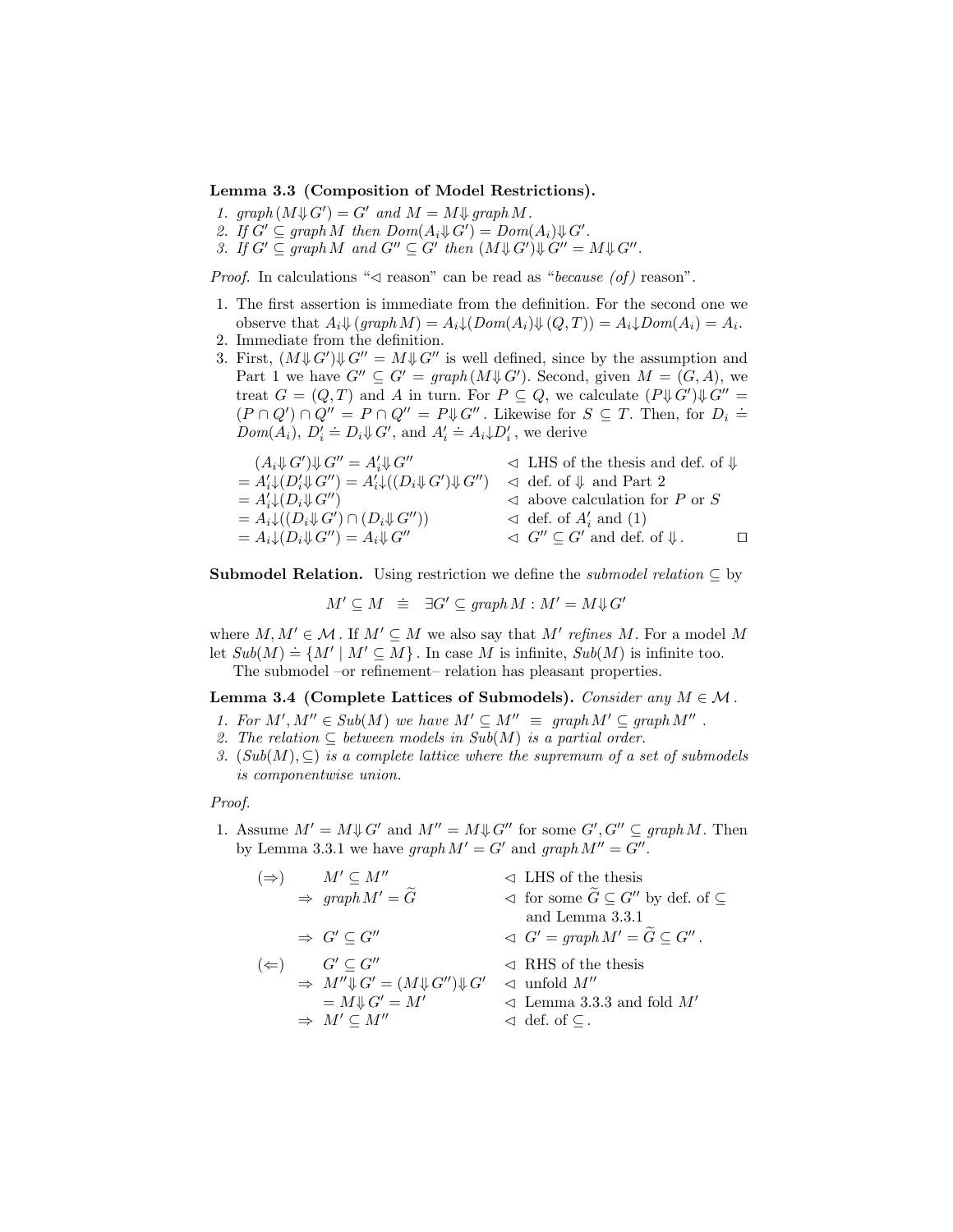**Lemma 3.3 (Composition of Model Restrictions).**

1. $graph\,(M\Downarrow G') = G'$ and $M = M\Downarrow graph\,M$.
2. If $G' \subseteq graph\,M$ then $Dom(A_i\Downarrow G') = Dom(A_i)\Downarrow G'$.
3. If $G' \subseteq graph\,M$ and $G'' \subseteq G'$ then $(M\Downarrow G')\Downarrow G'' = M\Downarrow G''$.

*Proof.* In calculations "$\lhd$ reason" can be read as "*because (of)* reason".

1. The first assertion is immediate from the definition. For the second one we observe that $A_i\Downarrow(graph\,M) = A_i\downarrow(Dom(A_i)\Downarrow(Q,T)) = A_i\downarrow Dom(A_i) = A_i$.
2. Immediate from the definition.
3. First, $(M\Downarrow G')\Downarrow G'' = M\Downarrow G''$ is well defined, since by the assumption and Part 1 we have $G'' \subseteq G' = graph\,(M\Downarrow G')$. Second, given $M = (G,A)$, we treat $G = (Q,T)$ and $A$ in turn. For $P \subseteq Q$, we calculate $(P\Downarrow G')\Downarrow G'' = (P \cap Q') \cap Q'' = P \cap Q'' = P\Downarrow G''$. Likewise for $S \subseteq T$. Then, for $D_i \doteq Dom(A_i)$, $D_i' \doteq D_i\Downarrow G'$, and $A_i' \doteq A_i\downarrow D_i'$, we derive

$$
\begin{array}{lll}
& (A_i\Downarrow G')\Downarrow G'' = A_i'\Downarrow G'' & \lhd \text{ LHS of the thesis and def. of } \Downarrow \\
= & A_i'\downarrow(D_i'\Downarrow G'') = A_i'\downarrow((D_i\Downarrow G')\Downarrow G'') & \lhd \text{ def. of } \Downarrow \text{ and Part 2} \\
= & A_i'\downarrow(D_i\Downarrow G'') & \lhd \text{ above calculation for } P \text{ or } S \\
= & A_i\downarrow((D_i\Downarrow G') \cap (D_i\Downarrow G'')) & \lhd \text{ def. of } A_i' \text{ and (1)} \\
= & A_i\downarrow(D_i\Downarrow G'') = A_i\Downarrow G'' & \lhd\ G'' \subseteq G' \text{ and def. of } \Downarrow. \qquad \square
\end{array}
$$

**Submodel Relation.** Using restriction we define the *submodel relation* $\subseteq$ by

$$M' \subseteq M \ \ \doteq\ \ \exists G' \subseteq graph\,M : M' = M\Downarrow G'$$

where $M, M' \in \mathcal{M}$. If $M' \subseteq M$ we also say that $M'$ *refines* $M$. For a model $M$ let $Sub(M) \doteq \{M' \mid M' \subseteq M\}$. In case $M$ is infinite, $Sub(M)$ is infinite too.

The submodel –or refinement– relation has pleasant properties.

**Lemma 3.4 (Complete Lattices of Submodels).** *Consider any $M \in \mathcal{M}$.*

1. *For $M', M'' \in Sub(M)$ we have $M' \subseteq M'' \ \equiv\ graph\,M' \subseteq graph\,M''$.*
2. *The relation $\subseteq$ between models in $Sub(M)$ is a partial order.*
3. *$(Sub(M), \subseteq)$ is a complete lattice where the supremum of a set of submodels is componentwise union.*

*Proof.*

1. Assume $M' = M\Downarrow G'$ and $M'' = M\Downarrow G''$ for some $G', G'' \subseteq graph\,M$. Then by Lemma 3.3.1 we have $graph\,M' = G'$ and $graph\,M'' = G''$.

$$
\begin{array}{llll}
(\Rightarrow) & & M' \subseteq M'' & \lhd \text{ LHS of the thesis} \\
& \Rightarrow & graph\,M' = \widetilde{G} & \lhd \text{ for some } \widetilde{G} \subseteq G'' \text{ by def. of } \subseteq \\
& & & \quad \text{and Lemma 3.3.1} \\
& \Rightarrow & G' \subseteq G'' & \lhd\ G' = graph\,M' = \widetilde{G} \subseteq G''. \\
(\Leftarrow) & & G' \subseteq G'' & \lhd \text{ RHS of the thesis} \\
& \Rightarrow & M''\Downarrow G' = (M\Downarrow G'')\Downarrow G' & \lhd \text{ unfold } M'' \\
& & = M\Downarrow G' = M' & \lhd \text{ Lemma 3.3.3 and fold } M' \\
& \Rightarrow & M' \subseteq M'' & \lhd \text{ def. of } \subseteq.
\end{array}
$$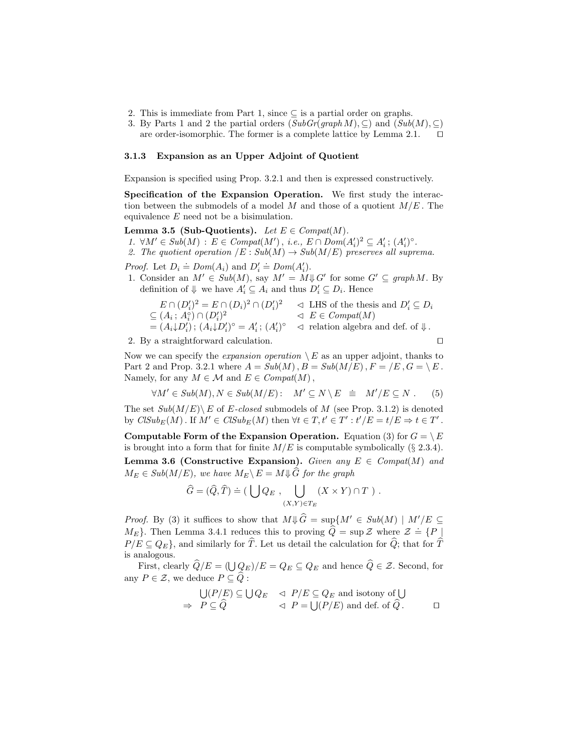2. This is immediate from Part 1, since $\subseteq$ is a partial order on graphs.
3. By Parts 1 and 2 the partial orders $(\mathit{SubGr}(\mathit{graph}\, M), \subseteq)$ and $(\mathit{Sub}(M), \subseteq)$ are order-isomorphic. The former is a complete lattice by Lemma 2.1. $\square$

### 3.1.3 Expansion as an Upper Adjoint of Quotient

Expansion is specified using Prop. 3.2.1 and then is expressed constructively.

**Specification of the Expansion Operation.** We first study the interaction between the submodels of a model $M$ and those of a quotient $M/E$. The equivalence $E$ need not be a bisimulation.

**Lemma 3.5 (Sub-Quotients).** *Let $E \in \mathit{Compat}(M)$.*

1. *$\forall M' \in \mathit{Sub}(M) : E \in \mathit{Compat}(M')$, i.e., $E \cap \mathit{Dom}(A'_i)^2 \subseteq A'_i \,;\, (A'_i)^\circ$.*
2. *The quotient operation $/E : \mathit{Sub}(M) \to \mathit{Sub}(M/E)$ preserves all suprema.*

*Proof.* Let $D_i \doteq \mathit{Dom}(A_i)$ and $D'_i \doteq \mathit{Dom}(A'_i)$.

1. Consider an $M' \in \mathit{Sub}(M)$, say $M' = M \Downarrow G'$ for some $G' \subseteq \mathit{graph}\, M$. By definition of $\Downarrow$ we have $A'_i \subseteq A_i$ and thus $D'_i \subseteq D_i$. Hence

$$
\begin{array}{ll}
E \cap (D'_i)^2 = E \cap (D_i)^2 \cap (D'_i)^2 & \lhd \text{ LHS of the thesis and } D'_i \subseteq D_i \\
\subseteq (A_i \,;\, A_i^\circ) \cap (D'_i)^2 & \lhd \ E \in \mathit{Compat}(M) \\
= (A_i {\downarrow} D'_i) \,;\, (A_i {\downarrow} D'_i)^\circ = A'_i \,;\, (A'_i)^\circ & \lhd \text{ relation algebra and def. of } \Downarrow .
\end{array}
$$

2. By a straightforward calculation. $\square$

Now we can specify the *expansion operation* $\setminus E$ as an upper adjoint, thanks to Part 2 and Prop. 3.2.1 where $A = \mathit{Sub}(M)\,, B = \mathit{Sub}(M/E)\,, F = /E\,, G = \setminus E$. Namely, for any $M \in \mathcal{M}$ and $E \in \mathit{Compat}(M)$,

$$
\forall M' \in \mathit{Sub}(M), N \in \mathit{Sub}(M/E) : \quad M' \subseteq N \setminus E \ \equiv \ M'/E \subseteq N\,. \tag{5}
$$

The set $\mathit{Sub}(M/E) \setminus E$ of *$E$-closed* submodels of $M$ (see Prop. 3.1.2) is denoted by $\mathit{ClSub}_E(M)$. If $M' \in \mathit{ClSub}_E(M)$ then $\forall t \in T, t' \in T' : t'/E = t/E \Rightarrow t \in T'$.

**Computable Form of the Expansion Operation.** Equation (3) for $G = \setminus E$ is brought into a form that for finite $M/E$ is computable symbolically (§ 2.3.4).

**Lemma 3.6 (Constructive Expansion).** *Given any $E \in \mathit{Compat}(M)$ and $M_E \in \mathit{Sub}(M/E)$, we have $M_E \setminus E = M \Downarrow \widehat{G}$ for the graph*

$$
\widehat{G} = (\widehat{Q}, \widehat{T}) \doteq \Big( \bigcup Q_E \;,\; \bigcup_{(X,Y) \in T_E} (X \times Y) \cap T \Big)\,.
$$

*Proof.* By (3) it suffices to show that $M \Downarrow \widehat{G} = \sup\{M' \in \mathit{Sub}(M) \mid M'/E \subseteq M_E\}$. Then Lemma 3.4.1 reduces this to proving $\widehat{Q} = \sup \mathcal{Z}$ where $\mathcal{Z} \doteq \{P \mid P/E \subseteq Q_E\}$, and similarly for $\widehat{T}$. Let us detail the calculation for $\widehat{Q}$; that for $\widehat{T}$ is analogous.

First, clearly $\widehat{Q}/E = (\bigcup Q_E)/E = Q_E \subseteq Q_E$ and hence $\widehat{Q} \in \mathcal{Z}$. Second, for any $P \in \mathcal{Z}$, we deduce $P \subseteq \widehat{Q}$ :

$$
\begin{array}{ll}
\bigcup (P/E) \subseteq \bigcup Q_E & \lhd \ P/E \subseteq Q_E \text{ and isotony of } \bigcup \\
\Rightarrow \ P \subseteq \widehat{Q} & \lhd \ P = \bigcup (P/E) \text{ and def. of } \widehat{Q}\,.
\end{array}
$$

$\square$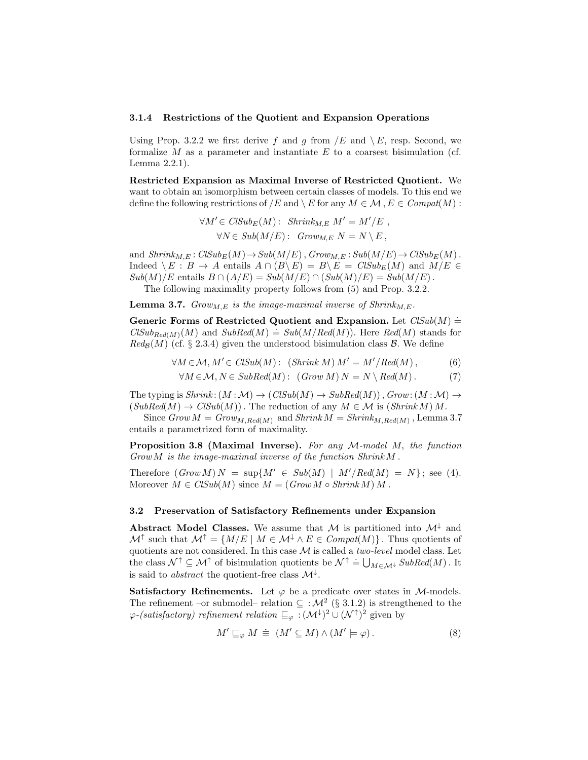### 3.1.4 Restrictions of the Quotient and Expansion Operations

Using Prop. 3.2.2 we first derive $f$ and $g$ from $/E$ and $\setminus E$, resp. Second, we formalize $M$ as a parameter and instantiate $E$ to a coarsest bisimulation (cf. Lemma 2.2.1).

**Restricted Expansion as Maximal Inverse of Restricted Quotient.** We want to obtain an isomorphism between certain classes of models. To this end we define the following restrictions of $/E$ and $\setminus E$ for any $M \in \mathcal{M}$ , $E \in \mathit{Compat}(M)$ :

$$\forall M' \in \mathit{ClSub}_E(M): \;\; \mathit{Shrink}_{M,E}\; M' = M'/E\;,$$
$$\forall N \in \mathit{Sub}(M/E): \;\; \mathit{Grow}_{M,E}\; N = N \setminus E\;,$$

and $\mathit{Shrink}_{M,E} : \mathit{ClSub}_E(M) \to \mathit{Sub}(M/E)$ , $\mathit{Grow}_{M,E} : \mathit{Sub}(M/E) \to \mathit{ClSub}_E(M)$ . Indeed $\setminus E : B \to A$ entails $A \cap (B \setminus E) = B \setminus E = \mathit{ClSub}_E(M)$ and $M/E \in \mathit{Sub}(M)/E$ entails $B \cap (A/E) = \mathit{Sub}(M/E) \cap (\mathit{Sub}(M)/E) = \mathit{Sub}(M/E)$ .

The following maximality property follows from (5) and Prop. 3.2.2.

**Lemma 3.7.** *$\mathit{Grow}_{M,E}$ is the image-maximal inverse of $\mathit{Shrink}_{M,E}$.*

**Generic Forms of Restricted Quotient and Expansion.** Let $\mathit{ClSub}(M) \doteq \mathit{ClSub}_{\mathit{Red}(M)}(M)$ and $\mathit{SubRed}(M) \doteq \mathit{Sub}(M/\mathit{Red}(M))$. Here $\mathit{Red}(M)$ stands for $\mathit{Red}_{\mathcal{B}}(M)$ (cf. § 2.3.4) given the understood bisimulation class $\mathcal{B}$. We define

$$\forall M \in \mathcal{M}, M' \in \mathit{ClSub}(M): \;\; (\mathit{Shrink}\; M)\; M' = M'/\mathit{Red}(M)\,, \tag{6}$$
$$\forall M \in \mathcal{M}, N \in \mathit{SubRed}(M): \;\; (\mathit{Grow}\; M)\; N = N \setminus \mathit{Red}(M)\,. \tag{7}$$

The typing is $\mathit{Shrink} : (M : \mathcal{M}) \to (\mathit{ClSub}(M) \to \mathit{SubRed}(M))$ , $\mathit{Grow} : (M : \mathcal{M}) \to (\mathit{SubRed}(M) \to \mathit{ClSub}(M))$ . The reduction of any $M \in \mathcal{M}$ is $(\mathit{Shrink}\, M)\, M$.

Since $\mathit{Grow}\, M = \mathit{Grow}_{M,\mathit{Red}(M)}$ and $\mathit{Shrink}\, M = \mathit{Shrink}_{M,\mathit{Red}(M)}$ , Lemma 3.7 entails a parametrized form of maximality.

**Proposition 3.8 (Maximal Inverse).** *For any $\mathcal{M}$-model $M$, the function $\mathit{Grow}\, M$ is the image-maximal inverse of the function $\mathit{Shrink}\, M$ .*

Therefore $(\mathit{Grow}\, M)\, N = \sup\{M' \in \mathit{Sub}(M) \mid M'/\mathit{Red}(M) = N\}$; see (4). Moreover $M \in \mathit{ClSub}(M)$ since $M = (\mathit{Grow}\, M \circ \mathit{Shrink}\, M)\, M$ .

## 3.2 Preservation of Satisfactory Refinements under Expansion

**Abstract Model Classes.** We assume that $\mathcal{M}$ is partitioned into $\mathcal{M}^{\downarrow}$ and $\mathcal{M}^{\uparrow}$ such that $\mathcal{M}^{\uparrow} = \{M/E \mid M \in \mathcal{M}^{\downarrow} \wedge E \in \mathit{Compat}(M)\}$ . Thus quotients of quotients are not considered. In this case $\mathcal{M}$ is called a *two-level* model class. Let the class $\mathcal{N}^{\uparrow} \subseteq \mathcal{M}^{\uparrow}$ of bisimulation quotients be $\mathcal{N}^{\uparrow} \doteq \bigcup_{M \in \mathcal{M}^{\downarrow}} \mathit{SubRed}(M)$ . It is said to *abstract* the quotient-free class $\mathcal{M}^{\downarrow}$.

**Satisfactory Refinements.** Let $\varphi$ be a predicate over states in $\mathcal{M}$-models. The refinement –or submodel– relation $\subseteq\; : \mathcal{M}^2$ (§ 3.1.2) is strengthened to the *$\varphi$-(satisfactory) refinement relation* $\sqsubseteq_\varphi\; : (\mathcal{M}^{\downarrow})^2 \cup (\mathcal{N}^{\uparrow})^2$ given by

$$M' \sqsubseteq_\varphi M \;\doteq\; (M' \subseteq M) \wedge (M' \models \varphi)\,. \tag{8}$$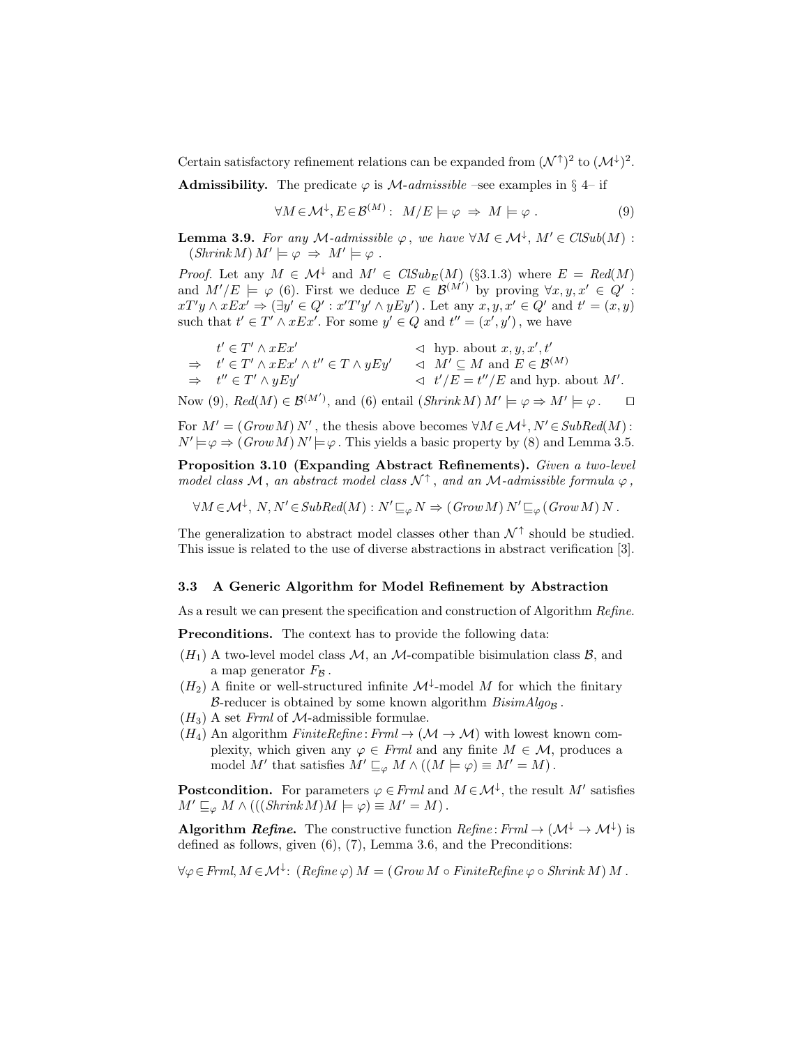Certain satisfactory refinement relations can be expanded from $(\mathcal{N}^{\uparrow})^2$ to $(\mathcal{M}^{\downarrow})^2$.

**Admissibility.** The predicate $\varphi$ is $\mathcal{M}$-*admissible* –see examples in § 4– if

$$\forall M \in \mathcal{M}^{\downarrow}, E \in \mathcal{B}^{(M)}: \; M/E \models \varphi \;\Rightarrow\; M \models \varphi \,. \tag{9}$$

**Lemma 3.9.** *For any $\mathcal{M}$-admissible $\varphi$, we have $\forall M \in \mathcal{M}^{\downarrow},\, M' \in \mathit{ClSub}(M)$ : $(\mathit{Shrink}\, M)\, M' \models \varphi \;\Rightarrow\; M' \models \varphi$ .*

*Proof.* Let any $M \in \mathcal{M}^{\downarrow}$ and $M' \in \mathit{ClSub}_E(M)$ (§3.1.3) where $E = \mathit{Red}(M)$ and $M'/E \models \varphi$ (6). First we deduce $E \in \mathcal{B}^{(M')}$ by proving $\forall x, y, x' \in Q'$ : $xT'y \wedge xEx' \Rightarrow (\exists y' \in Q' : x'T'y' \wedge yEy')$ . Let any $x, y, x' \in Q'$ and $t' = (x, y)$ such that $t' \in T' \wedge xEx'$. For some $y' \in Q$ and $t'' = (x', y')$ , we have

$$\begin{array}{lll} & t' \in T' \wedge xEx' & \lhd \text{ hyp. about } x, y, x', t' \\ \Rightarrow & t' \in T' \wedge xEx' \wedge t'' \in T \wedge yEy' & \lhd \; M' \subseteq M \text{ and } E \in \mathcal{B}^{(M)} \\ \Rightarrow & t'' \in T' \wedge yEy' & \lhd \; t'/E = t''/E \text{ and hyp. about } M'. \end{array}$$

Now (9), $\mathit{Red}(M) \in \mathcal{B}^{(M')}$, and (6) entail $(\mathit{Shrink}\, M)\, M' \models \varphi \Rightarrow M' \models \varphi$. □

For $M' = (\mathit{Grow}\, M)\, N'$ , the thesis above becomes $\forall M \in \mathcal{M}^{\downarrow}, N' \in \mathit{SubRed}(M)$ : $N' \models \varphi \Rightarrow (\mathit{Grow}\, M)\, N' \models \varphi$ . This yields a basic property by (8) and Lemma 3.5.

**Proposition 3.10 (Expanding Abstract Refinements).** *Given a two-level model class $\mathcal{M}$, an abstract model class $\mathcal{N}^{\uparrow}$, and an $\mathcal{M}$-admissible formula $\varphi$,*

$$\forall M \in \mathcal{M}^{\downarrow},\; N, N' \in \mathit{SubRed}(M) : N' \sqsubseteq_{\varphi} N \Rightarrow (\mathit{Grow}\, M)\, N' \sqsubseteq_{\varphi} (\mathit{Grow}\, M)\, N \,.$$

The generalization to abstract model classes other than $\mathcal{N}^{\uparrow}$ should be studied. This issue is related to the use of diverse abstractions in abstract verification [3].

### 3.3 A Generic Algorithm for Model Refinement by Abstraction

As a result we can present the specification and construction of Algorithm *Refine*.

**Preconditions.** The context has to provide the following data:

- $(H_1)$ A two-level model class $\mathcal{M}$, an $\mathcal{M}$-compatible bisimulation class $\mathcal{B}$, and a map generator $F_{\mathcal{B}}$ .
- $(H_2)$ A finite or well-structured infinite $\mathcal{M}^{\downarrow}$-model $M$ for which the finitary $\mathcal{B}$-reducer is obtained by some known algorithm $\mathit{BisimAlgo}_{\mathcal{B}}$ .
- $(H_3)$ A set *Frml* of $\mathcal{M}$-admissible formulae.
- $(H_4)$ An algorithm $\mathit{FiniteRefine} : \mathit{Frml} \to (\mathcal{M} \to \mathcal{M})$ with lowest known complexity, which given any $\varphi \in \mathit{Frml}$ and any finite $M \in \mathcal{M}$, produces a model $M'$ that satisfies $M' \sqsubseteq_{\varphi} M \wedge ((M \models \varphi) \equiv M' = M)$ .

**Postcondition.** For parameters $\varphi \in \mathit{Frml}$ and $M \in \mathcal{M}^{\downarrow}$, the result $M'$ satisfies $M' \sqsubseteq_{\varphi} M \wedge (((\mathit{Shrink}\, M) M \models \varphi) \equiv M' = M)$ .

**Algorithm *Refine*.** The constructive function $\mathit{Refine} : \mathit{Frml} \to (\mathcal{M}^{\downarrow} \to \mathcal{M}^{\downarrow})$ is defined as follows, given (6), (7), Lemma 3.6, and the Preconditions:

$\forall \varphi \in \mathit{Frml}, M \in \mathcal{M}^{\downarrow}$: $(\mathit{Refine}\, \varphi)\, M = (\mathit{Grow}\, M \circ \mathit{FiniteRefine}\, \varphi \circ \mathit{Shrink}\, M)\, M$ .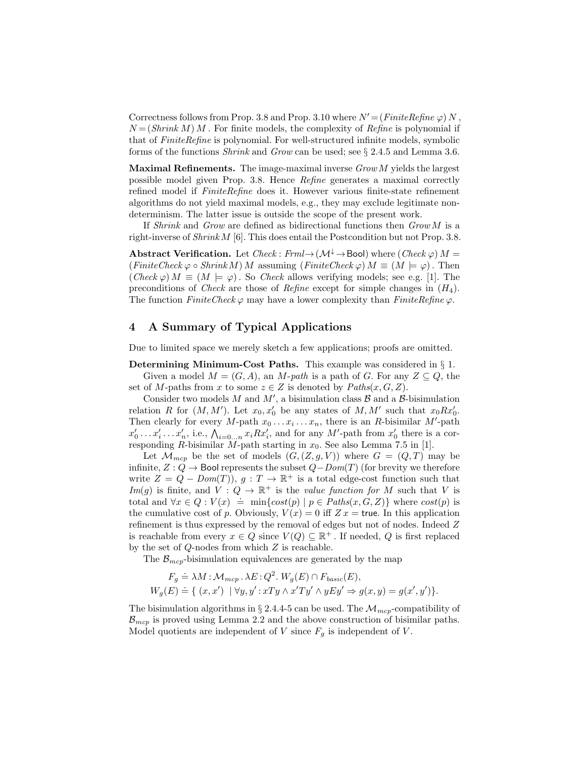Correctness follows from Prop. 3.8 and Prop. 3.10 where $N' = (\mathit{FiniteRefine}\ \varphi)\ N$, $N = (\mathit{Shrink}\ M)\ M$. For finite models, the complexity of *Refine* is polynomial if that of *FiniteRefine* is polynomial. For well-structured infinite models, symbolic forms of the functions *Shrink* and *Grow* can be used; see § 2.4.5 and Lemma 3.6.

**Maximal Refinements.** The image-maximal inverse $\mathit{Grow}\, M$ yields the largest possible model given Prop. 3.8. Hence *Refine* generates a maximal correctly refined model if *FiniteRefine* does it. However various finite-state refinement algorithms do not yield maximal models, e.g., they may exclude legitimate non-determinism. The latter issue is outside the scope of the present work.

If *Shrink* and *Grow* are defined as bidirectional functions then $\mathit{Grow}\, M$ is a right-inverse of $\mathit{Shrink}\, M$ [6]. This does entail the Postcondition but not Prop. 3.8.

**Abstract Verification.** Let $\mathit{Check} : \mathit{Frml} \to (\mathcal{M}^{\downarrow} \to \mathsf{Bool})$ where $(\mathit{Check}\ \varphi)\ M = (\mathit{FiniteCheck}\ \varphi \circ \mathit{Shrink}\, M)\ M$ assuming $(\mathit{FiniteCheck}\ \varphi)\ M \equiv (M \models \varphi)$. Then $(\mathit{Check}\ \varphi)\ M \equiv (M \models \varphi)$. So *Check* allows verifying models; see e.g. [1]. The preconditions of *Check* are those of *Refine* except for simple changes in $(H_4)$. The function $\mathit{FiniteCheck}\ \varphi$ may have a lower complexity than $\mathit{FiniteRefine}\ \varphi$.

## 4 A Summary of Typical Applications

Due to limited space we merely sketch a few applications; proofs are omitted.

**Determining Minimum-Cost Paths.** This example was considered in § 1.

Given a model $M = (G, A)$, an *M-path* is a path of $G$. For any $Z \subseteq Q$, the set of $M$-paths from $x$ to some $z \in Z$ is denoted by $\mathit{Paths}(x, G, Z)$.

Consider two models $M$ and $M'$, a bisimulation class $\mathcal{B}$ and a $\mathcal{B}$-bisimulation relation $R$ for $(M, M')$. Let $x_0, x_0'$ be any states of $M, M'$ such that $x_0 R x_0'$. Then clearly for every $M$-path $x_0 \ldots x_i \ldots x_n$, there is an $R$-bisimilar $M'$-path $x_0' \ldots x_i' \ldots x_n'$, i.e., $\bigwedge_{i=0 \ldots n} x_i R x_i'$, and for any $M'$-path from $x_0'$ there is a corresponding $R$-bisimilar $M$-path starting in $x_0$. See also Lemma 7.5 in [1].

Let $\mathcal{M}_{mcp}$ be the set of models $(G, (Z, g, V))$ where $G = (Q, T)$ may be infinite, $Z : Q \to \mathsf{Bool}$ represents the subset $Q - \mathit{Dom}(T)$ (for brevity we therefore write $Z = Q - \mathit{Dom}(T)$), $g : T \to \mathbb{R}^+$ is a total edge-cost function such that $\mathit{Im}(g)$ is finite, and $V : Q \to \mathbb{R}^+$ is the *value function for* $M$ such that $V$ is total and $\forall x \in Q : V(x) \doteq \min\{\mathit{cost}(p) \mid p \in \mathit{Paths}(x, G, Z)\}$ where $\mathit{cost}(p)$ is the cumulative cost of $p$. Obviously, $V(x) = 0$ iff $Z\,x = \mathsf{true}$. In this application refinement is thus expressed by the removal of edges but not of nodes. Indeed $Z$ is reachable from every $x \in Q$ since $V(Q) \subseteq \mathbb{R}^+$. If needed, $Q$ is first replaced by the set of $Q$-nodes from which $Z$ is reachable.

The $\mathcal{B}_{mcp}$-bisimulation equivalences are generated by the map

$$
\begin{aligned}
F_g &\doteq \lambda M : \mathcal{M}_{mcp}\, .\, \lambda E : Q^2.\ W_g(E) \cap F_{basic}(E), \\
W_g(E) &\doteq \{\, (x, x') \ \mid \forall y, y' : xTy \wedge x'Ty' \wedge yEy' \Rightarrow g(x, y) = g(x', y') \}.
\end{aligned}
$$

The bisimulation algorithms in § 2.4.4-5 can be used. The $\mathcal{M}_{mcp}$-compatibility of $\mathcal{B}_{mcp}$ is proved using Lemma 2.2 and the above construction of bisimilar paths. Model quotients are independent of $V$ since $F_g$ is independent of $V$.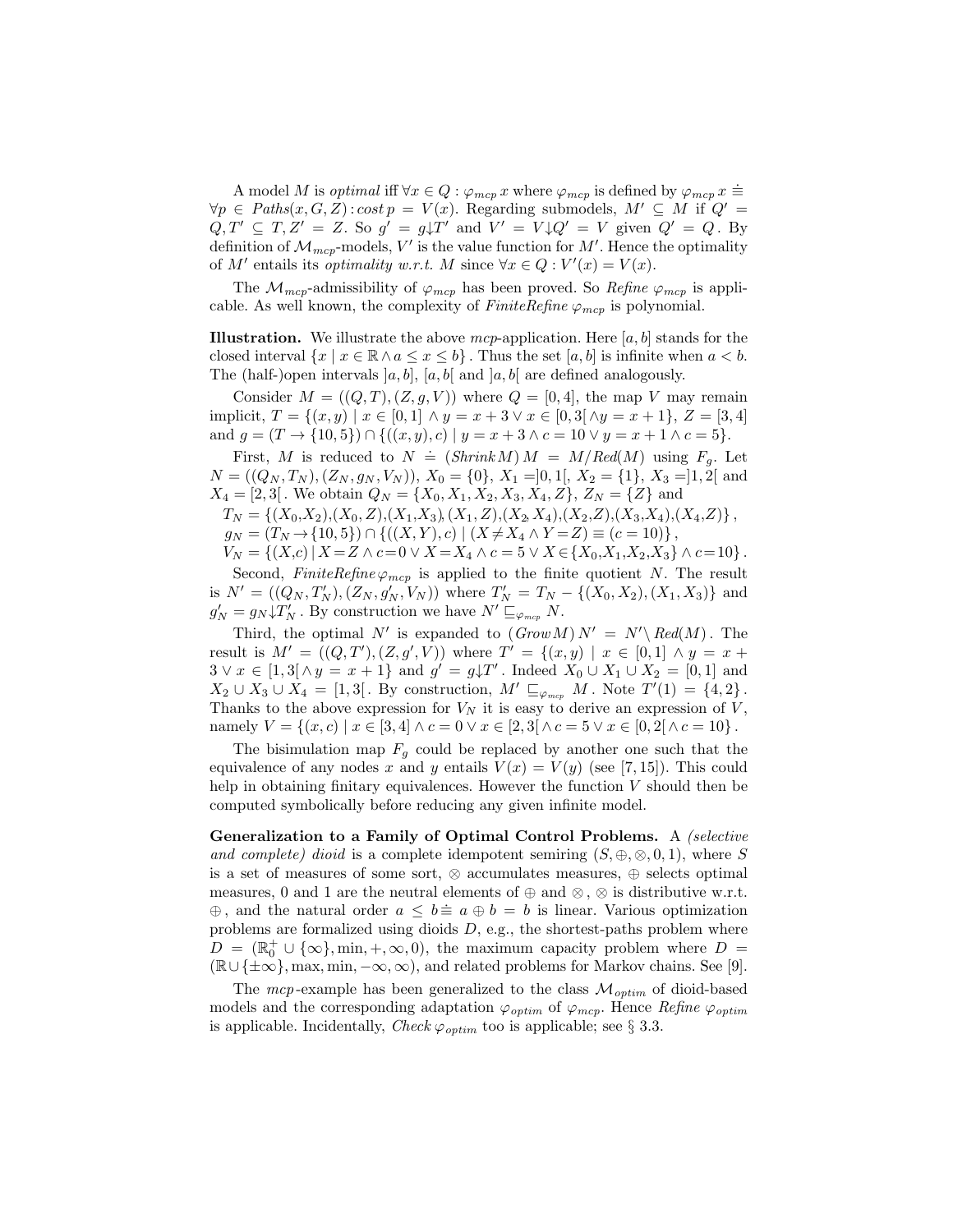A model $M$ is *optimal* iff $\forall x \in Q : \varphi_{mcp}\, x$ where $\varphi_{mcp}$ is defined by $\varphi_{mcp}\, x \doteq \forall p \in \mathit{Paths}(x, G, Z) : \mathit{cost}\, p = V(x)$. Regarding submodels, $M' \subseteq M$ if $Q' = Q, T' \subseteq T, Z' = Z$. So $g' = g{\downarrow}T'$ and $V' = V{\downarrow}Q' = V$ given $Q' = Q$. By definition of $\mathcal{M}_{mcp}$-models, $V'$ is the value function for $M'$. Hence the optimality of $M'$ entails its *optimality w.r.t.* $M$ since $\forall x \in Q : V'(x) = V(x)$.

The $\mathcal{M}_{mcp}$-admissibility of $\varphi_{mcp}$ has been proved. So *Refine* $\varphi_{mcp}$ is applicable. As well known, the complexity of *FiniteRefine* $\varphi_{mcp}$ is polynomial.

**Illustration.** We illustrate the above *mcp*-application. Here $[a, b]$ stands for the closed interval $\{x \mid x \in \mathbb{R} \wedge a \leq x \leq b\}$. Thus the set $[a, b]$ is infinite when $a < b$. The (half-)open intervals $]a, b]$, $[a, b[$ and $]a, b[$ are defined analogously.

Consider $M = ((Q, T), (Z, g, V))$ where $Q = [0, 4]$, the map $V$ may remain implicit, $T = \{(x, y) \mid x \in [0, 1] \wedge y = x + 3 \vee x \in [0, 3[ \wedge y = x + 1\}$, $Z = [3, 4]$ and $g = (T \to \{10, 5\}) \cap \{((x, y), c) \mid y = x + 3 \wedge c = 10 \vee y = x + 1 \wedge c = 5\}$.

First, $M$ is reduced to $N \doteq (\mathit{Shrink}\, M)\, M = M/\mathit{Red}(M)$ using $F_g$. Let $N = ((Q_N, T_N), (Z_N, g_N, V_N))$, $X_0 = \{0\}$, $X_1 = ]0, 1[$, $X_2 = \{1\}$, $X_3 = ]1, 2[$ and $X_4 = [2, 3[$. We obtain $Q_N = \{X_0, X_1, X_2, X_3, X_4, Z\}$, $Z_N = \{Z\}$ and

$$T_N = \{(X_0,X_2),(X_0,Z),(X_1,X_3),(X_1,Z),(X_2,X_4),(X_2,Z),(X_3,X_4),(X_4,Z)\}\,,$$
$$g_N = (T_N \to \{10, 5\}) \cap \{((X, Y), c) \mid (X \neq X_4 \wedge Y = Z) \equiv (c = 10)\}\,,$$
$$V_N = \{(X,c) \mid X = Z \wedge c = 0 \vee X = X_4 \wedge c = 5 \vee X \in \{X_0, X_1, X_2, X_3\} \wedge c = 10\}\,.$$

Second, *FiniteRefine* $\varphi_{mcp}$ is applied to the finite quotient $N$. The result is $N' = ((Q_N, T'_N), (Z_N, g'_N, V_N))$ where $T'_N = T_N - \{(X_0, X_2), (X_1, X_3)\}$ and $g'_N = g_N{\downarrow}T'_N$. By construction we have $N' \sqsubseteq_{\varphi_{mcp}} N$.

Third, the optimal $N'$ is expanded to $(\mathit{Grow}\, M)\, N' = N' \setminus \mathit{Red}(M)$. The result is $M' = ((Q, T'), (Z, g', V))$ where $T' = \{(x, y) \mid x \in [0, 1] \wedge y = x + 3 \vee x \in [1, 3[ \wedge y = x + 1\}$ and $g' = g{\downarrow}T'$. Indeed $X_0 \cup X_1 \cup X_2 = [0, 1]$ and $X_2 \cup X_3 \cup X_4 = [1, 3[$. By construction, $M' \sqsubseteq_{\varphi_{mcp}} M$. Note $T'(1) = \{4, 2\}$. Thanks to the above expression for $V_N$ it is easy to derive an expression of $V$, namely $V = \{(x, c) \mid x \in [3, 4] \wedge c = 0 \vee x \in [2, 3[ \wedge c = 5 \vee x \in [0, 2[ \wedge c = 10\}$.

The bisimulation map $F_g$ could be replaced by another one such that the equivalence of any nodes $x$ and $y$ entails $V(x) = V(y)$ (see [7, 15]). This could help in obtaining finitary equivalences. However the function $V$ should then be computed symbolically before reducing any given infinite model.

**Generalization to a Family of Optimal Control Problems.** A *(selective and complete) dioid* is a complete idempotent semiring $(S, \oplus, \otimes, 0, 1)$, where $S$ is a set of measures of some sort, $\otimes$ accumulates measures, $\oplus$ selects optimal measures, 0 and 1 are the neutral elements of $\oplus$ and $\otimes$, $\otimes$ is distributive w.r.t. $\oplus$, and the natural order $a \leq b \doteq a \oplus b = b$ is linear. Various optimization problems are formalized using dioids $D$, e.g., the shortest-paths problem where $D = (\mathbb{R}^+_0 \cup \{\infty\}, \min, +, \infty, 0)$, the maximum capacity problem where $D = (\mathbb{R} \cup \{\pm\infty\}, \max, \min, -\infty, \infty)$, and related problems for Markov chains. See [9].

The *mcp*-example has been generalized to the class $\mathcal{M}_{optim}$ of dioid-based models and the corresponding adaptation $\varphi_{optim}$ of $\varphi_{mcp}$. Hence *Refine* $\varphi_{optim}$ is applicable. Incidentally, *Check* $\varphi_{optim}$ too is applicable; see § 3.3.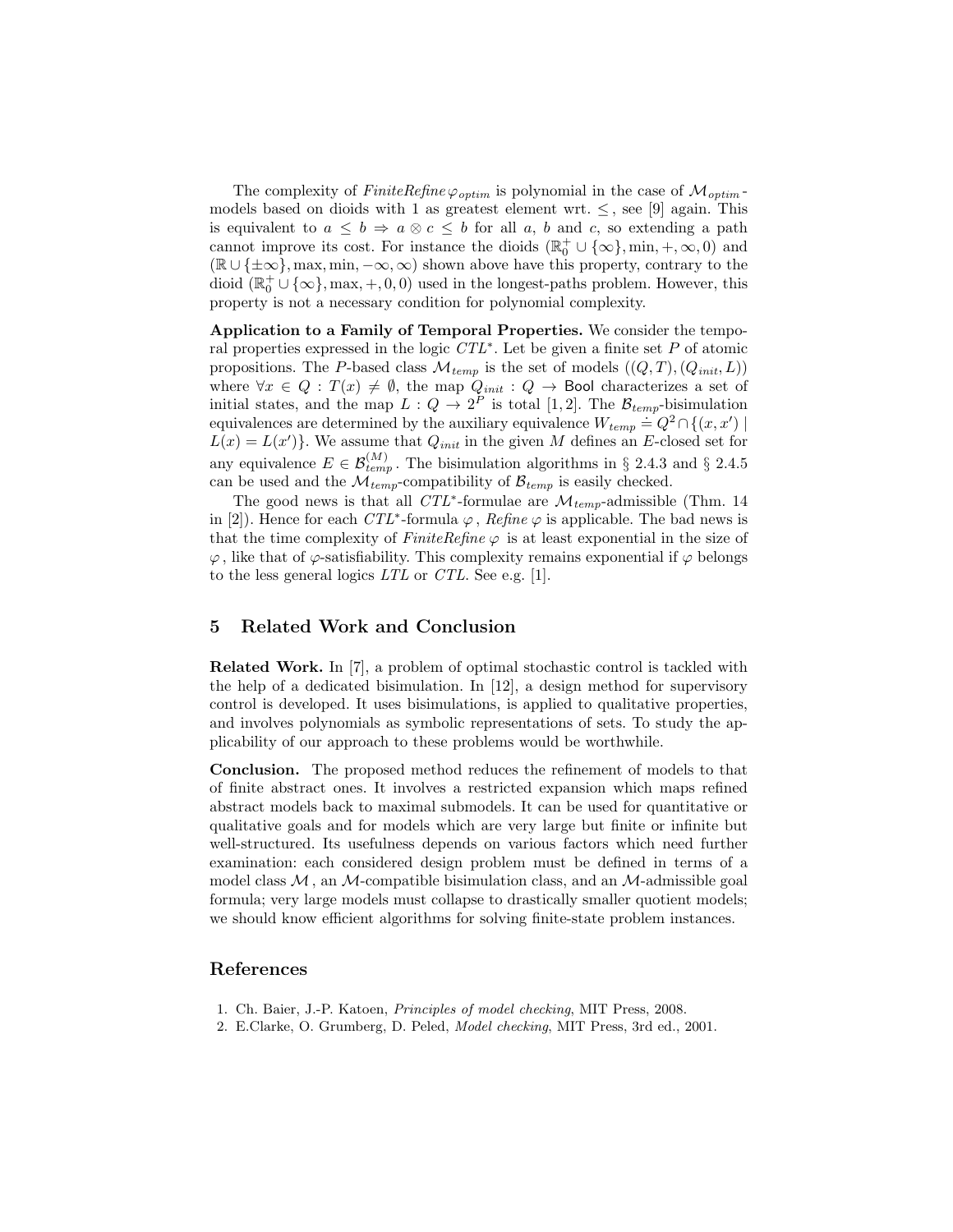The complexity of *FiniteRefine* $\varphi_{optim}$ is polynomial in the case of $\mathcal{M}_{optim}$-models based on dioids with 1 as greatest element wrt. $\leq$, see [9] again. This is equivalent to $a \leq b \Rightarrow a \otimes c \leq b$ for all $a$, $b$ and $c$, so extending a path cannot improve its cost. For instance the dioids $(\mathbb{R}_0^+ \cup \{\infty\}, \min, +, \infty, 0)$ and $(\mathbb{R} \cup \{\pm\infty\}, \max, \min, -\infty, \infty)$ shown above have this property, contrary to the dioid $(\mathbb{R}_0^+ \cup \{\infty\}, \max, +, 0, 0)$ used in the longest-paths problem. However, this property is not a necessary condition for polynomial complexity.

**Application to a Family of Temporal Properties.** We consider the temporal properties expressed in the logic $CTL^*$. Let be given a finite set $P$ of atomic propositions. The $P$-based class $\mathcal{M}_{temp}$ is the set of models $((Q, T), (Q_{init}, L))$ where $\forall x \in Q : T(x) \neq \emptyset$, the map $Q_{init} : Q \rightarrow \mathsf{Bool}$ characterizes a set of initial states, and the map $L : Q \rightarrow 2^P$ is total [1,2]. The $\mathcal{B}_{temp}$-bisimulation equivalences are determined by the auxiliary equivalence $W_{temp} \doteq Q^2 \cap \{(x, x') \mid L(x) = L(x')\}$. We assume that $Q_{init}$ in the given $M$ defines an $E$-closed set for any equivalence $E \in \mathcal{B}_{temp}^{(M)}$. The bisimulation algorithms in § 2.4.3 and § 2.4.5 can be used and the $\mathcal{M}_{temp}$-compatibility of $\mathcal{B}_{temp}$ is easily checked.

The good news is that all $CTL^*$-formulae are $\mathcal{M}_{temp}$-admissible (Thm. 14 in [2]). Hence for each $CTL^*$-formula $\varphi$, *Refine* $\varphi$ is applicable. The bad news is that the time complexity of *FiniteRefine* $\varphi$ is at least exponential in the size of $\varphi$, like that of $\varphi$-satisfiability. This complexity remains exponential if $\varphi$ belongs to the less general logics $LTL$ or $CTL$. See e.g. [1].

## 5 Related Work and Conclusion

**Related Work.** In [7], a problem of optimal stochastic control is tackled with the help of a dedicated bisimulation. In [12], a design method for supervisory control is developed. It uses bisimulations, is applied to qualitative properties, and involves polynomials as symbolic representations of sets. To study the applicability of our approach to these problems would be worthwhile.

**Conclusion.** The proposed method reduces the refinement of models to that of finite abstract ones. It involves a restricted expansion which maps refined abstract models back to maximal submodels. It can be used for quantitative or qualitative goals and for models which are very large but finite or infinite but well-structured. Its usefulness depends on various factors which need further examination: each considered design problem must be defined in terms of a model class $\mathcal{M}$, an $\mathcal{M}$-compatible bisimulation class, and an $\mathcal{M}$-admissible goal formula; very large models must collapse to drastically smaller quotient models; we should know efficient algorithms for solving finite-state problem instances.

## References

1. Ch. Baier, J.-P. Katoen, *Principles of model checking*, MIT Press, 2008.
2. E.Clarke, O. Grumberg, D. Peled, *Model checking*, MIT Press, 3rd ed., 2001.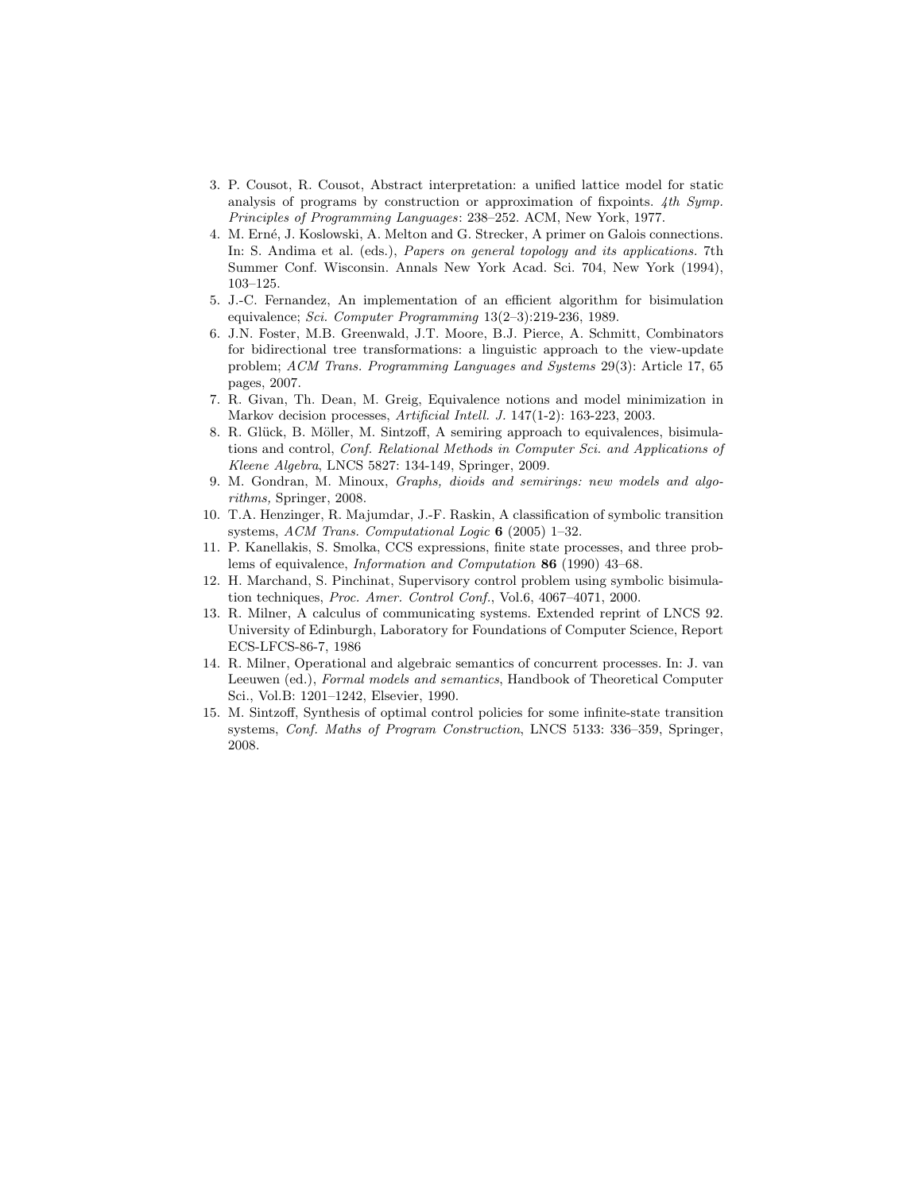3. P. Cousot, R. Cousot, Abstract interpretation: a unified lattice model for static analysis of programs by construction or approximation of fixpoints. *4th Symp. Principles of Programming Languages*: 238–252. ACM, New York, 1977.
4. M. Erné, J. Koslowski, A. Melton and G. Strecker, A primer on Galois connections. In: S. Andima et al. (eds.), *Papers on general topology and its applications.* 7th Summer Conf. Wisconsin. Annals New York Acad. Sci. 704, New York (1994), 103–125.
5. J.-C. Fernandez, An implementation of an efficient algorithm for bisimulation equivalence; *Sci. Computer Programming* 13(2–3):219-236, 1989.
6. J.N. Foster, M.B. Greenwald, J.T. Moore, B.J. Pierce, A. Schmitt, Combinators for bidirectional tree transformations: a linguistic approach to the view-update problem; *ACM Trans. Programming Languages and Systems* 29(3): Article 17, 65 pages, 2007.
7. R. Givan, Th. Dean, M. Greig, Equivalence notions and model minimization in Markov decision processes, *Artificial Intell. J.* 147(1-2): 163-223, 2003.
8. R. Glück, B. Möller, M. Sintzoff, A semiring approach to equivalences, bisimulations and control, *Conf. Relational Methods in Computer Sci. and Applications of Kleene Algebra*, LNCS 5827: 134-149, Springer, 2009.
9. M. Gondran, M. Minoux, *Graphs, dioids and semirings: new models and algorithms,* Springer, 2008.
10. T.A. Henzinger, R. Majumdar, J.-F. Raskin, A classification of symbolic transition systems, *ACM Trans. Computational Logic* **6** (2005) 1–32.
11. P. Kanellakis, S. Smolka, CCS expressions, finite state processes, and three problems of equivalence, *Information and Computation* **86** (1990) 43–68.
12. H. Marchand, S. Pinchinat, Supervisory control problem using symbolic bisimulation techniques, *Proc. Amer. Control Conf.*, Vol.6, 4067–4071, 2000.
13. R. Milner, A calculus of communicating systems. Extended reprint of LNCS 92. University of Edinburgh, Laboratory for Foundations of Computer Science, Report ECS-LFCS-86-7, 1986
14. R. Milner, Operational and algebraic semantics of concurrent processes. In: J. van Leeuwen (ed.), *Formal models and semantics*, Handbook of Theoretical Computer Sci., Vol.B: 1201–1242, Elsevier, 1990.
15. M. Sintzoff, Synthesis of optimal control policies for some infinite-state transition systems, *Conf. Maths of Program Construction*, LNCS 5133: 336–359, Springer, 2008.